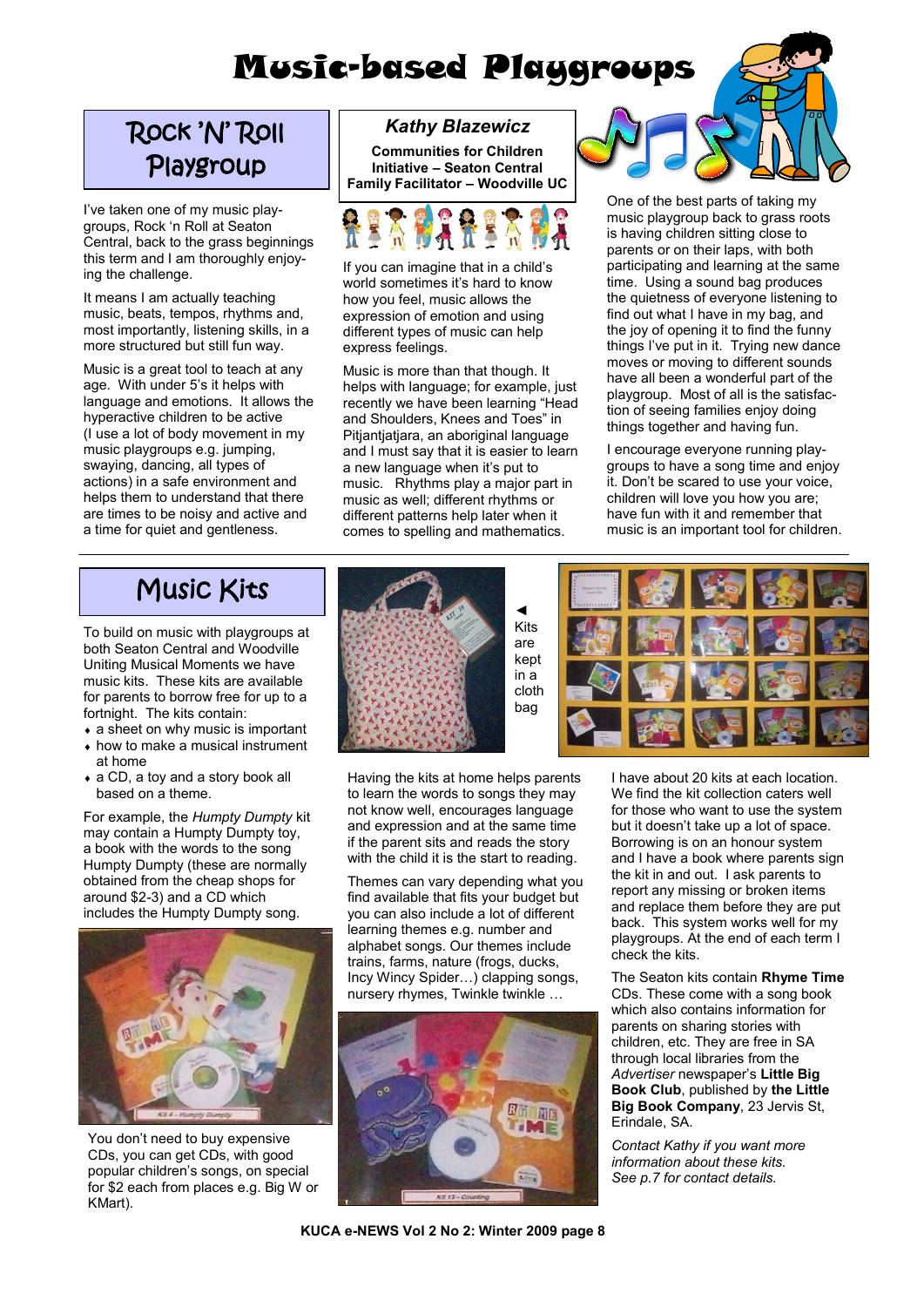# Music-based Playgroups

## Rock 'N' Roll Playgroup

**Kathy Blazewicz**

**Communities for Children Initiative – Seaton Central Family Facilitator – Woodville UC**

I've taken one of my music playgroups, Rock 'n Roll at Seaton Central, back to the grass beginnings this term and I am thoroughly enjoying the challenge.

It means I am actually teaching music, beats, tempos, rhythms and, most importantly, listening skills, in a more structured but still fun way.

Music is a great tool to teach at any age. With under 5's it helps with language and emotions. It allows the hyperactive children to be active (I use a lot of body movement in my music playgroups e.g. jumping, swaying, dancing, all types of actions) in a safe environment and helps them to understand that there are times to be noisy and active and a time for quiet and gentleness.

If you can imagine that in a child's world sometimes it's hard to know how you feel, music allows the expression of emotion and using different types of music can help express feelings.

Music is more than that though. It helps with language; for example, just recently we have been learning "Head and Shoulders, Knees and Toes" in Pitjantjatjara, an aboriginal language and I must say that it is easier to learn a new language when it's put to music. Rhythms play a major part in music as well; different rhythms or different patterns help later when it comes to spelling and mathematics.

One of the best parts of taking my music playgroup back to grass roots is having children sitting close to parents or on their laps, with both participating and learning at the same time. Using a sound bag produces the quietness of everyone listening to find out what I have in my bag, and the joy of opening it to find the funny things I've put in it. Trying new dance moves or moving to different sounds have all been a wonderful part of the playgroup. Most of all is the satisfaction of seeing families enjoy doing things together and having fun.

I encourage everyone running playgroups to have a song time and enjoy it. Don't be scared to use your voice, children will love you how you are; have fun with it and remember that music is an important tool for children.

## Music Kits

To build on music with playgroups at both Seaton Central and Woodville Uniting Musical Moments we have music kits. These kits are available for parents to borrow free for up to a fortnight. The kits contain:

- a sheet on why music is important
- how to make a musical instrument at home
- a CD, a toy and a story book all based on a theme.

For example, the *Humpty Dumpty* kit may contain a Humpty Dumpty toy, a book with the words to the song Humpty Dumpty (these are normally obtained from the cheap shops for around $2-3) and a CD which includes the Humpty Dumpty song.

You don't need to buy expensive CDs, you can get CDs, with good popular children's songs, on special for $2 each from places e.g. Big W or KMart).

◄ Kits are kept in a cloth bag

Having the kits at home helps parents to learn the words to songs they may not know well, encourages language and expression and at the same time if the parent sits and reads the story with the child it is the start to reading.

Themes can vary depending what you find available that fits your budget but you can also include a lot of different learning themes e.g. number and alphabet songs. Our themes include trains, farms, nature (frogs, ducks, Incy Wincy Spider…) clapping songs, nursery rhymes, Twinkle twinkle …

I have about 20 kits at each location. We find the kit collection caters well for those who want to use the system but it doesn't take up a lot of space. Borrowing is on an honour system and I have a book where parents sign the kit in and out. I ask parents to report any missing or broken items and replace them before they are put back. This system works well for my playgroups. At the end of each term I check the kits.

The Seaton kits contain **Rhyme Time** CDs. These come with a song book which also contains information for parents on sharing stories with children, etc. They are free in SA through local libraries from the *Advertiser* newspaper's **Little Big Book Club**, published by **the Little Big Book Company**, 23 Jervis St, Erindale, SA.

*Contact Kathy if you want more information about these kits. See p.7 for contact details.*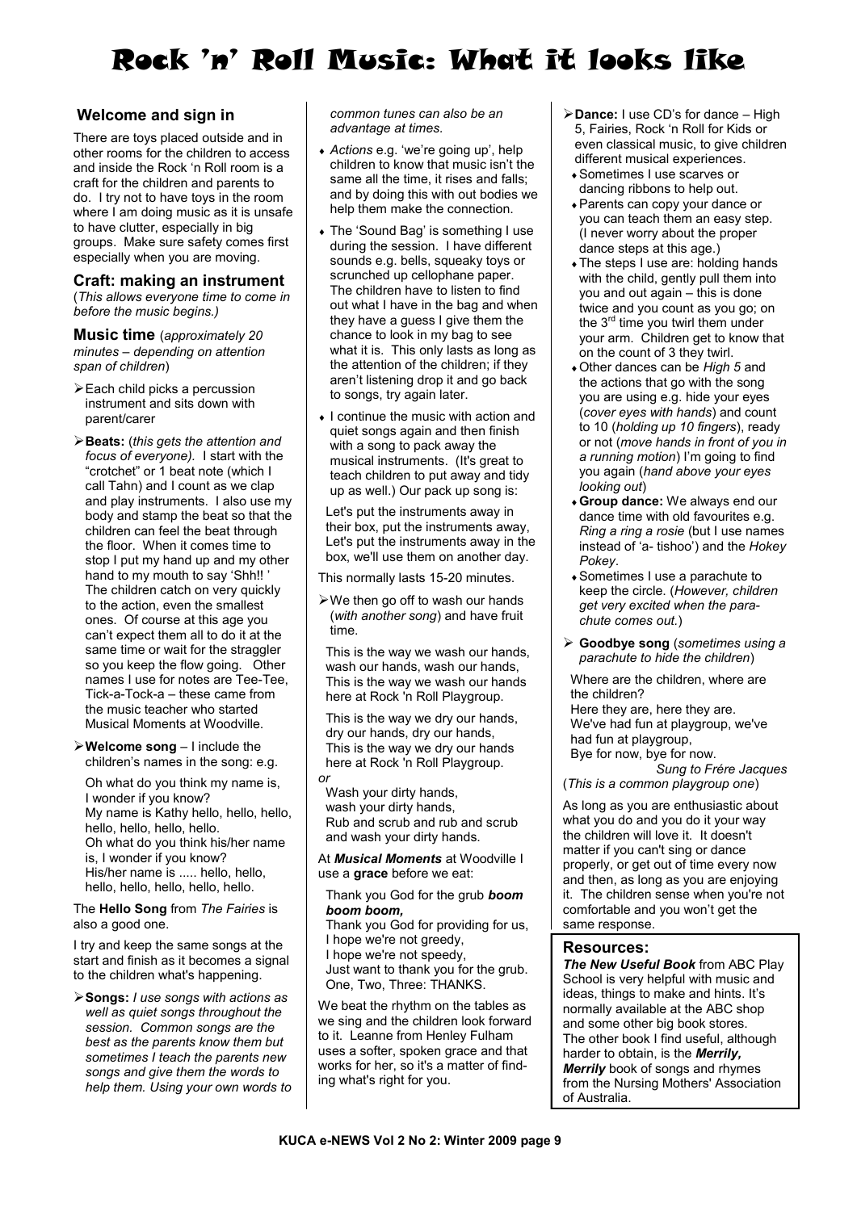# Rock 'n' Roll Music: What it looks like

## Welcome and sign in

There are toys placed outside and in other rooms for the children to access and inside the Rock 'n Roll room is a craft for the children and parents to do. I try not to have toys in the room where I am doing music as it is unsafe to have clutter, especially in big groups. Make sure safety comes first especially when you are moving.

## Craft: making an instrument

(*This allows everyone time to come in before the music begins.)*

## Music time (*approximately 20 minutes – depending on attention span of children*)

- Each child picks a percussion instrument and sits down with parent/carer
- **Beats:** (*this gets the attention and focus of everyone).* I start with the "crotchet" or 1 beat note (which I call Tahn) and I count as we clap and play instruments. I also use my body and stamp the beat so that the children can feel the beat through the floor. When it comes time to stop I put my hand up and my other hand to my mouth to say 'Shh!! ' The children catch on very quickly to the action, even the smallest ones. Of course at this age you can't expect them all to do it at the same time or wait for the straggler so you keep the flow going. Other names I use for notes are Tee-Tee, Tick-a-Tock-a – these came from the music teacher who started Musical Moments at Woodville.
- **Welcome song** – I include the children's names in the song: e.g.

  Oh what do you think my name is, I wonder if you know?
  My name is Kathy hello, hello, hello, hello, hello, hello, hello.
  Oh what do you think his/her name is, I wonder if you know?
  His/her name is ..... hello, hello, hello, hello, hello, hello, hello.

The **Hello Song** from *The Fairies* is also a good one.

I try and keep the same songs at the start and finish as it becomes a signal to the children what's happening.

- **Songs:** *I use songs with actions as well as quiet songs throughout the session. Common songs are the best as the parents know them but sometimes I teach the parents new songs and give them the words to help them. Using your own words to common tunes can also be an advantage at times.*
  - *Actions* e.g. 'we're going up', help children to know that music isn't the same all the time, it rises and falls; and by doing this with out bodies we help them make the connection.
  - The 'Sound Bag' is something I use during the session. I have different sounds e.g. bells, squeaky toys or scrunched up cellophane paper. The children have to listen to find out what I have in the bag and when they have a guess I give them the chance to look in my bag to see what it is. This only lasts as long as the attention of the children; if they aren't listening drop it and go back to songs, try again later.
  - I continue the music with action and quiet songs again and then finish with a song to pack away the musical instruments. (It's great to teach children to put away and tidy up as well.) Our pack up song is:

  Let's put the instruments away in their box, put the instruments away, Let's put the instruments away in the box, we'll use them on another day.

This normally lasts 15-20 minutes.

- We then go off to wash our hands (*with another song*) and have fruit time.

  This is the way we wash our hands, wash our hands, wash our hands, This is the way we wash our hands here at Rock 'n Roll Playgroup.

  This is the way we dry our hands, dry our hands, dry our hands, This is the way we dry our hands here at Rock 'n Roll Playgroup.

  *or*

  Wash your dirty hands,
  wash your dirty hands,
  Rub and scrub and rub and scrub and wash your dirty hands.

At ***Musical Moments*** at Woodville I use a **grace** before we eat:

Thank you God for the grub ***boom boom,***
Thank you God for providing for us,
I hope we're not greedy,
I hope we're not speedy,
Just want to thank you for the grub.
One, Two, Three: THANKS.

We beat the rhythm on the tables as we sing and the children look forward to it. Leanne from Henley Fulham uses a softer, spoken grace and that works for her, so it's a matter of finding what's right for you.

- **Dance:** I use CD's for dance – High 5, Fairies, Rock 'n Roll for Kids or even classical music, to give children different musical experiences.
  - Sometimes I use scarves or dancing ribbons to help out.
  - Parents can copy your dance or you can teach them an easy step. (I never worry about the proper dance steps at this age.)
  - The steps I use are: holding hands with the child, gently pull them into you and out again – this is done twice and you count as you go; on the 3rd time you twirl them under your arm. Children get to know that on the count of 3 they twirl.
  - Other dances can be *High 5* and the actions that go with the song you are using e.g. hide your eyes (*cover eyes with hands*) and count to 10 (*holding up 10 fingers*), ready or not (*move hands in front of you in a running motion*) I'm going to find you again (*hand above your eyes looking out*)
  - **Group dance:** We always end our dance time with old favourites e.g. *Ring a ring a rosie* (but I use names instead of 'a- tishoo') and the *Hokey Pokey*.
  - Sometimes I use a parachute to keep the circle. (*However, children get very excited when the parachute comes out.*)
- **Goodbye song** (*sometimes using a parachute to hide the children*)

  Where are the children, where are the children?
  Here they are, here they are.
  We've had fun at playgroup, we've had fun at playgroup,
  Bye for now, bye for now.
  *Sung to Fére Jacques*

(*This is a common playgroup one*)

As long as you are enthusiastic about what you do and you do it your way the children will love it. It doesn't matter if you can't sing or dance properly, or get out of time every now and then, as long as you are enjoying it. The children sense when you're not comfortable and you won't get the same response.

## Resources:

***The New Useful Book*** from ABC Play School is very helpful with music and ideas, things to make and hints. It's normally available at the ABC shop and some other big book stores. The other book I find useful, although harder to obtain, is the ***Merrily, Merrily*** book of songs and rhymes from the Nursing Mothers' Association of Australia.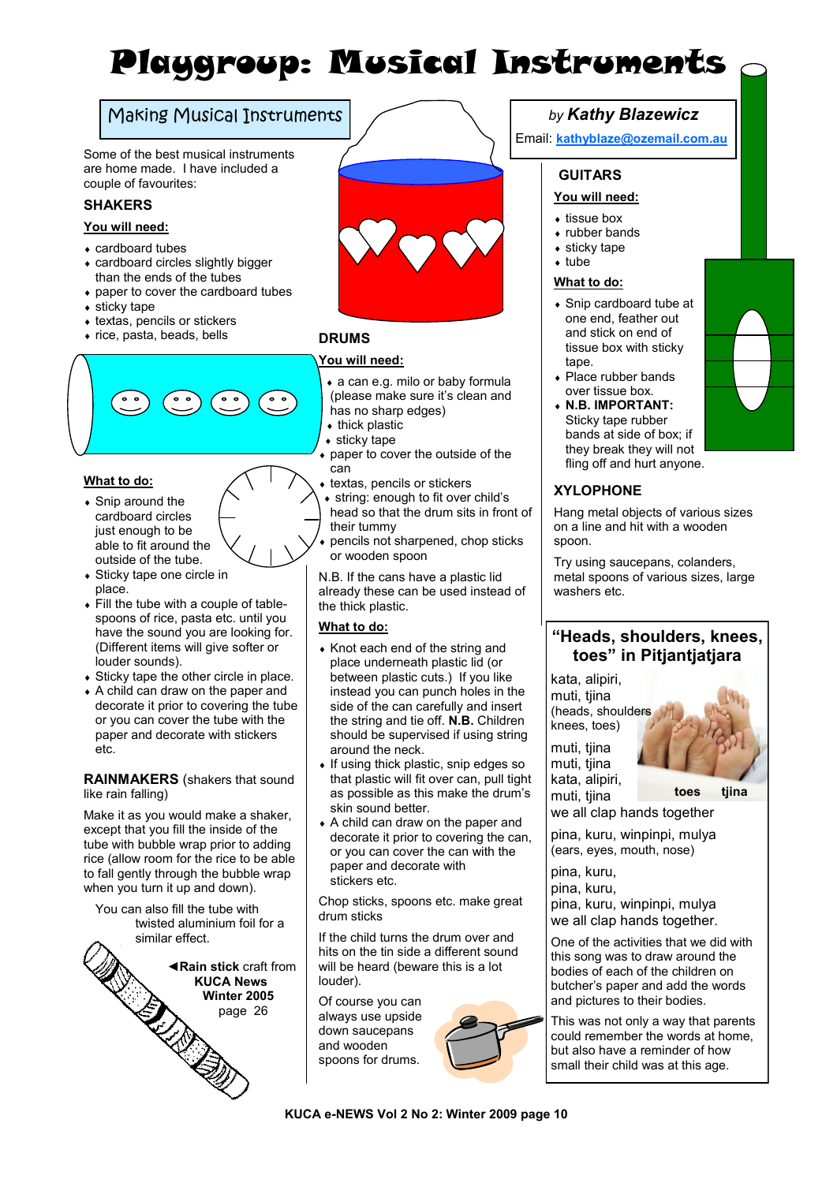# Playgroup: Musical Instruments

## Making Musical Instruments

*by* ***Kathy Blazewicz***

Email: kathyblaze@ozemail.com.au

Some of the best musical instruments are home made. I have included a couple of favourites:

### SHAKERS

**You will need:**

- cardboard tubes
- cardboard circles slightly bigger than the ends of the tubes
- paper to cover the cardboard tubes
- sticky tape
- textas, pencils or stickers
- rice, pasta, beads, bells

**What to do:**

- Snip around the cardboard circles just enough to be able to fit around the tube.
- Sticky tape one circle in place.
- Fill the tube with a couple of table-spoons of rice, pasta etc. until you have the sound you are looking for. (Different items will give softer or louder sounds).
- Sticky tape the other circle in place.
- A child can draw on the paper and decorate it prior to covering the tube or you can cover the tube with the paper and decorate with stickers etc.

### RAINMAKERS (shakers that sound like rain falling)

Make it as you would make a shaker, except that you fill the inside of the tube with bubble wrap prior to adding rice (allow room for the rice to be able to fall gently through the bubble wrap when you turn it up and down).

You can also fill the tube with twisted aluminium foil for a similar effect.

◄**Rain stick** craft from **KUCA News Winter 2005** page 26

### DRUMS

**You will need:**

- a can e.g. milo or baby formula (please make sure it's clean and has no sharp edges)
- thick plastic
- sticky tape
- paper to cover the outside of the can
- textas, pencils or stickers
- string: enough to fit over child's head so that the drum sits in front of their tummy
- pencils not sharpened, chop sticks or wooden spoon

N.B. If the cans have a plastic lid already these can be used instead of the thick plastic.

**What to do:**

- Knot each end of the string and place underneath plastic lid (or between plastic cuts.) If you like instead you can punch holes in the side of the can carefully and insert the string and tie off. **N.B.** Children should be supervised if using string around the neck.
- If using thick plastic, snip edges so that plastic will fit over can, pull tight as possible as this make the drum's skin sound better.
- A child can draw on the paper and decorate it prior to covering the can, or you can cover the can with the paper and decorate with stickers etc.

Chop sticks, spoons etc. make great drum sticks

If the child turns the drum over and hits on the tin side a different sound will be heard (beware this is a lot louder).

Of course you can always use upside down saucepans and wooden spoons for drums.

### GUITARS

**You will need:**

- tissue box
- rubber bands
- sticky tape
- tube

**What to do:**

- Snip cardboard tube at one end, feather out and stick on end of tissue box with sticky tape.
- Place rubber bands over tissue box.
- **N.B. IMPORTANT:** Sticky tape rubber bands at side of box; if they break they will not fling off and hurt anyone.

### XYLOPHONE

Hang metal objects of various sizes on a line and hit with a wooden spoon.

Try using saucepans, colanders, metal spoons of various sizes, large washers etc.

## "Heads, shoulders, knees, toes" in Pitjantjatjara

kata, alipiri,
muti, tjina
(heads, shoulders knees, toes)

muti, tjina
muti, tjina
kata, alipiri,
muti, tjina
we all clap hands together

toes tjina

pina, kuru, winpinpi, mulya
(ears, eyes, mouth, nose)

pina, kuru,
pina, kuru,
pina, kuru, winpinpi, mulya
we all clap hands together.

One of the activities that we did with this song was to draw around the bodies of each of the children on butcher's paper and add the words and pictures to their bodies.

This was not only a way that parents could remember the words at home, but also have a reminder of how small their child was at this age.